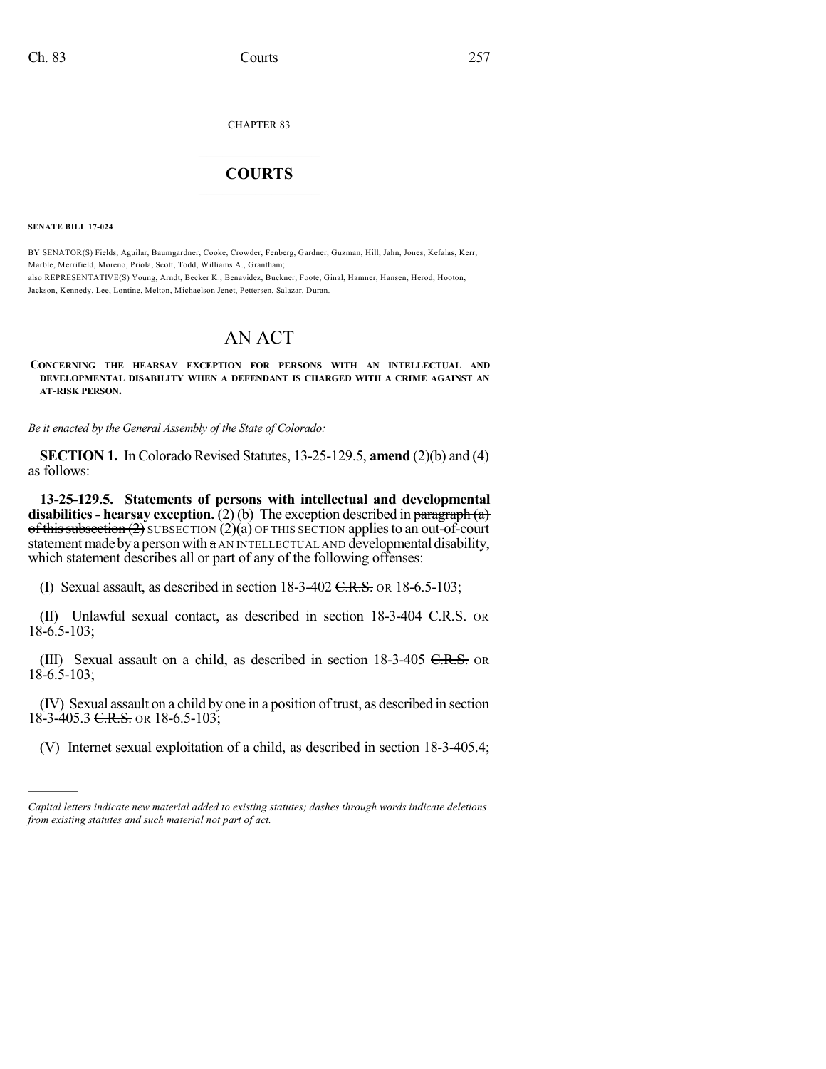CHAPTER 83

# COURTS

**SENATE BILL 17-024**

BY SENATOR(S) Fields, Aguilar, Baumgardner, Cooke, Crowder, Fenberg, Gardner, Guzman, Hill, Jahn, Jones, Kefalas, Kerr, Marble, Merrifield, Moreno, Priola, Scott, Todd, Williams A., Grantham;
also REPRESENTATIVE(S) Young, Arndt, Becker K., Benavidez, Buckner, Foote, Ginal, Hamner, Hansen, Herod, Hooton, Jackson, Kennedy, Lee, Lontine, Melton, Michaelson Jenet, Pettersen, Salazar, Duran.

# AN ACT

**CONCERNING THE HEARSAY EXCEPTION FOR PERSONS WITH AN INTELLECTUAL AND DEVELOPMENTAL DISABILITY WHEN A DEFENDANT IS CHARGED WITH A CRIME AGAINST AN AT-RISK PERSON.**

*Be it enacted by the General Assembly of the State of Colorado:*

**SECTION 1.** In Colorado Revised Statutes, 13-25-129.5, **amend** (2)(b) and (4) as follows:

**13-25-129.5. Statements of persons with intellectual and developmental disabilities - hearsay exception.** (2) (b) The exception described in ~~paragraph (a) of this subsection (2)~~ SUBSECTION (2)(a) OF THIS SECTION applies to an out-of-court statement made by a person with ~~a~~ AN INTELLECTUAL AND developmental disability, which statement describes all or part of any of the following offenses:

(I) Sexual assault, as described in section 18-3-402 ~~C.R.S.~~ OR 18-6.5-103;

(II) Unlawful sexual contact, as described in section 18-3-404 ~~C.R.S.~~ OR 18-6.5-103;

(III) Sexual assault on a child, as described in section 18-3-405 ~~C.R.S.~~ OR 18-6.5-103;

(IV) Sexual assault on a child by one in a position of trust, as described in section 18-3-405.3 ~~C.R.S.~~ OR 18-6.5-103;

(V) Internet sexual exploitation of a child, as described in section 18-3-405.4;

---

*Capital letters indicate new material added to existing statutes; dashes through words indicate deletions from existing statutes and such material not part of act.*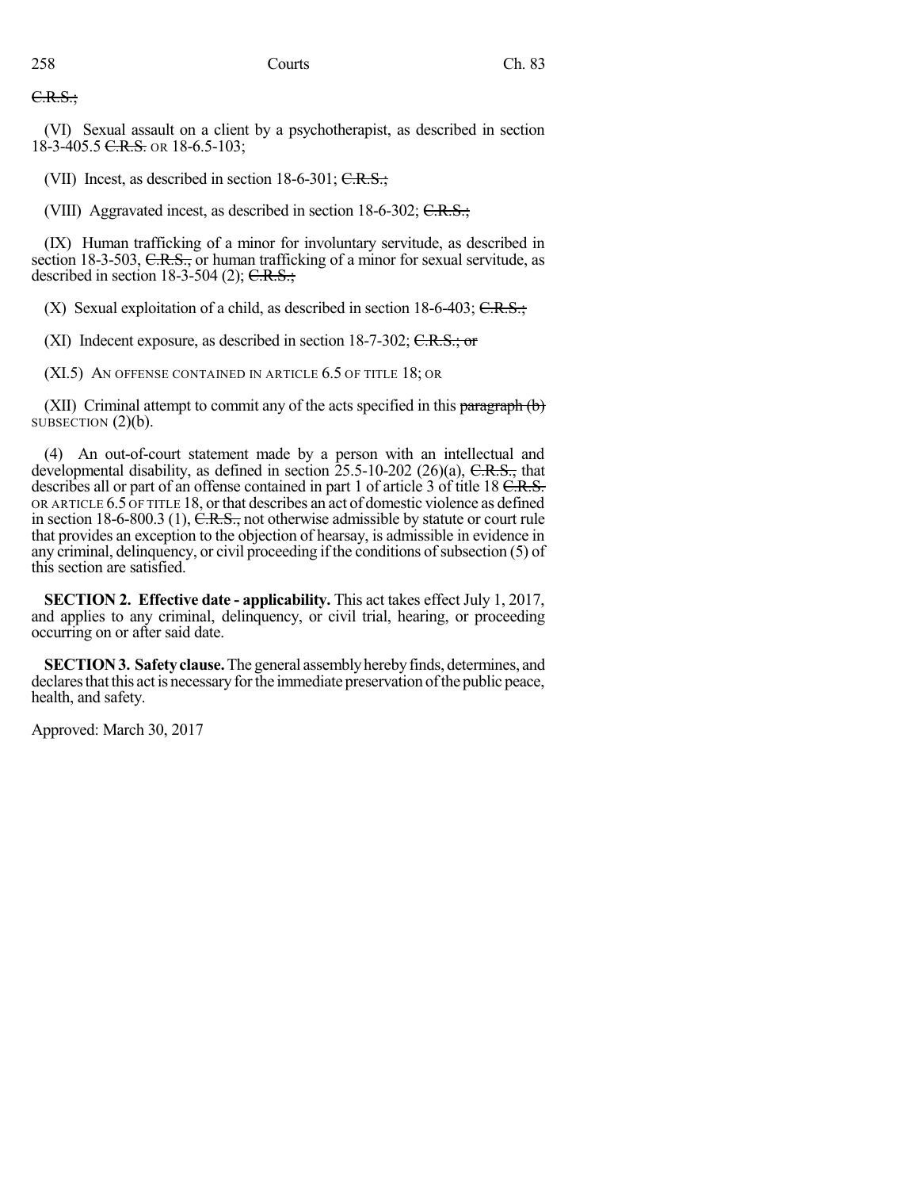~~C.R.S.;~~

(VI) Sexual assault on a client by a psychotherapist, as described in section 18-3-405.5 ~~C.R.S.~~ OR 18-6.5-103;

(VII) Incest, as described in section 18-6-301; ~~C.R.S.;~~

(VIII) Aggravated incest, as described in section 18-6-302; ~~C.R.S.;~~

(IX) Human trafficking of a minor for involuntary servitude, as described in section 18-3-503, ~~C.R.S.,~~ or human trafficking of a minor for sexual servitude, as described in section 18-3-504 (2); ~~C.R.S.;~~

(X) Sexual exploitation of a child, as described in section 18-6-403; ~~C.R.S.;~~

(XI) Indecent exposure, as described in section 18-7-302; ~~C.R.S.; or~~

(XI.5) AN OFFENSE CONTAINED IN ARTICLE 6.5 OF TITLE 18; OR

(XII) Criminal attempt to commit any of the acts specified in this ~~paragraph (b)~~ SUBSECTION (2)(b).

(4) An out-of-court statement made by a person with an intellectual and developmental disability, as defined in section 25.5-10-202 (26)(a), ~~C.R.S.,~~ that describes all or part of an offense contained in part 1 of article 3 of title 18 ~~C.R.S.~~ OR ARTICLE 6.5 OF TITLE 18, or that describes an act of domestic violence as defined in section 18-6-800.3 (1), ~~C.R.S.,~~ not otherwise admissible by statute or court rule that provides an exception to the objection of hearsay, is admissible in evidence in any criminal, delinquency, or civil proceeding if the conditions of subsection (5) of this section are satisfied.

**SECTION 2. Effective date - applicability.** This act takes effect July 1, 2017, and applies to any criminal, delinquency, or civil trial, hearing, or proceeding occurring on or after said date.

**SECTION 3. Safety clause.** The general assembly hereby finds, determines, and declares that this act is necessary for the immediate preservation of the public peace, health, and safety.

Approved: March 30, 2017